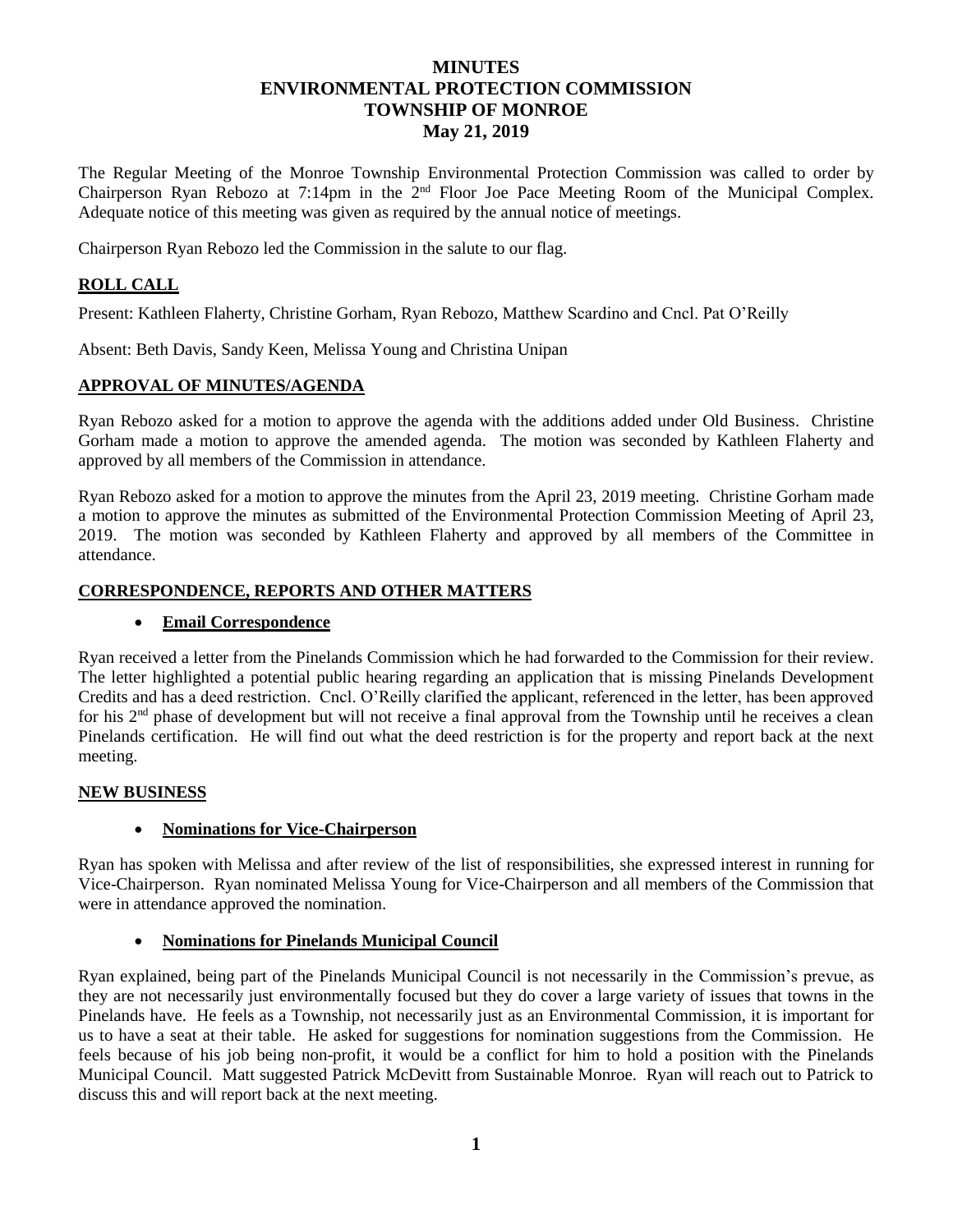# MINUTES
# ENVIRONMENTAL PROTECTION COMMISSION
# TOWNSHIP OF MONROE
# May 21, 2019

The Regular Meeting of the Monroe Township Environmental Protection Commission was called to order by Chairperson Ryan Rebozo at 7:14pm in the 2nd Floor Joe Pace Meeting Room of the Municipal Complex. Adequate notice of this meeting was given as required by the annual notice of meetings.

Chairperson Ryan Rebozo led the Commission in the salute to our flag.

## ROLL CALL

Present: Kathleen Flaherty, Christine Gorham, Ryan Rebozo, Matthew Scardino and Cncl. Pat O'Reilly

Absent: Beth Davis, Sandy Keen, Melissa Young and Christina Unipan

## APPROVAL OF MINUTES/AGENDA

Ryan Rebozo asked for a motion to approve the agenda with the additions added under Old Business. Christine Gorham made a motion to approve the amended agenda. The motion was seconded by Kathleen Flaherty and approved by all members of the Commission in attendance.

Ryan Rebozo asked for a motion to approve the minutes from the April 23, 2019 meeting. Christine Gorham made a motion to approve the minutes as submitted of the Environmental Protection Commission Meeting of April 23, 2019. The motion was seconded by Kathleen Flaherty and approved by all members of the Committee in attendance.

## CORRESPONDENCE, REPORTS AND OTHER MATTERS

- **Email Correspondence**

Ryan received a letter from the Pinelands Commission which he had forwarded to the Commission for their review. The letter highlighted a potential public hearing regarding an application that is missing Pinelands Development Credits and has a deed restriction. Cncl. O'Reilly clarified the applicant, referenced in the letter, has been approved for his 2nd phase of development but will not receive a final approval from the Township until he receives a clean Pinelands certification. He will find out what the deed restriction is for the property and report back at the next meeting.

## NEW BUSINESS

- **Nominations for Vice-Chairperson**

Ryan has spoken with Melissa and after review of the list of responsibilities, she expressed interest in running for Vice-Chairperson. Ryan nominated Melissa Young for Vice-Chairperson and all members of the Commission that were in attendance approved the nomination.

- **Nominations for Pinelands Municipal Council**

Ryan explained, being part of the Pinelands Municipal Council is not necessarily in the Commission's prevue, as they are not necessarily just environmentally focused but they do cover a large variety of issues that towns in the Pinelands have. He feels as a Township, not necessarily just as an Environmental Commission, it is important for us to have a seat at their table. He asked for suggestions for nomination suggestions from the Commission. He feels because of his job being non-profit, it would be a conflict for him to hold a position with the Pinelands Municipal Council. Matt suggested Patrick McDevitt from Sustainable Monroe. Ryan will reach out to Patrick to discuss this and will report back at the next meeting.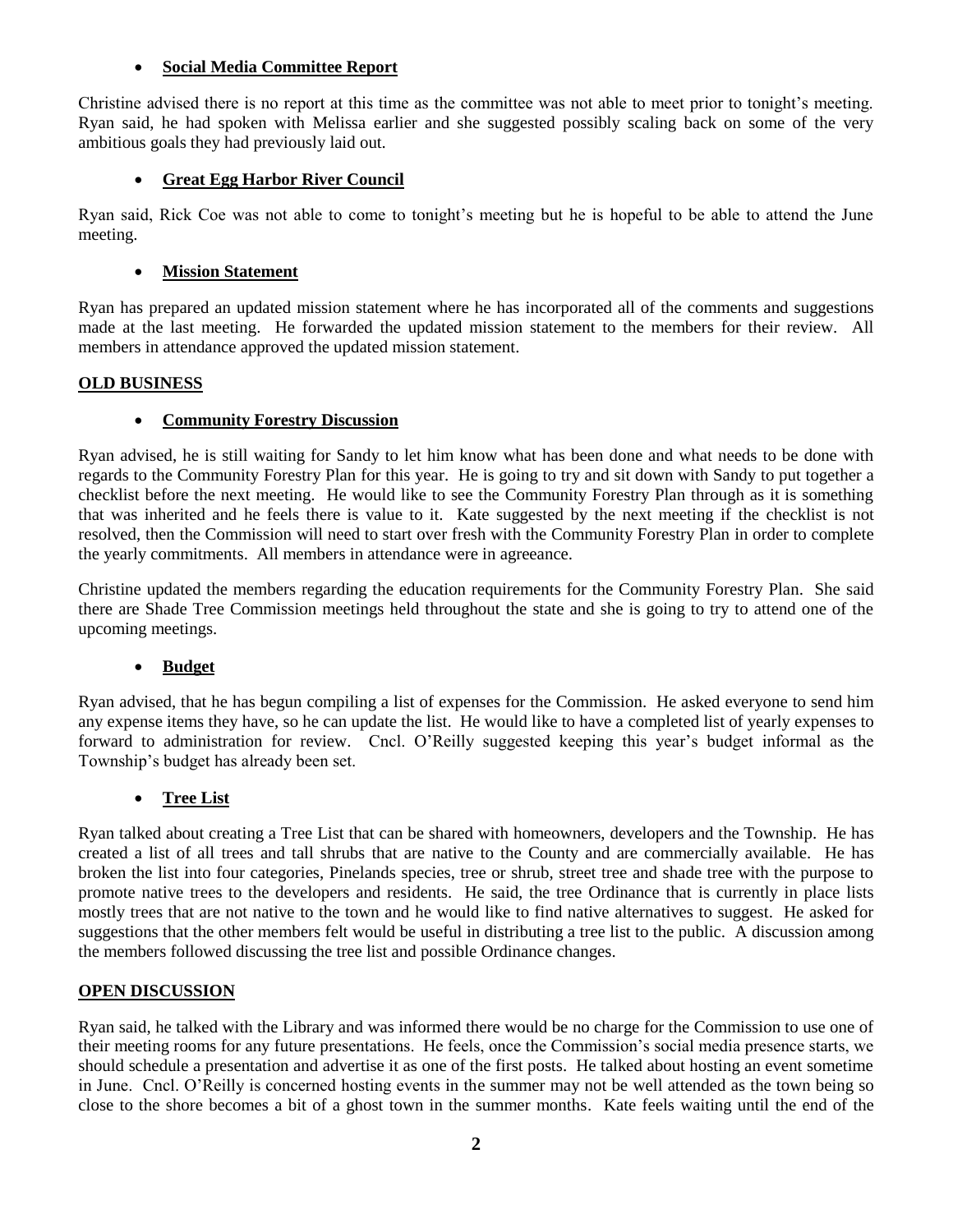- **Social Media Committee Report**

Christine advised there is no report at this time as the committee was not able to meet prior to tonight's meeting. Ryan said, he had spoken with Melissa earlier and she suggested possibly scaling back on some of the very ambitious goals they had previously laid out.

- **Great Egg Harbor River Council**

Ryan said, Rick Coe was not able to come to tonight's meeting but he is hopeful to be able to attend the June meeting.

- **Mission Statement**

Ryan has prepared an updated mission statement where he has incorporated all of the comments and suggestions made at the last meeting. He forwarded the updated mission statement to the members for their review. All members in attendance approved the updated mission statement.

## OLD BUSINESS

- **Community Forestry Discussion**

Ryan advised, he is still waiting for Sandy to let him know what has been done and what needs to be done with regards to the Community Forestry Plan for this year. He is going to try and sit down with Sandy to put together a checklist before the next meeting. He would like to see the Community Forestry Plan through as it is something that was inherited and he feels there is value to it. Kate suggested by the next meeting if the checklist is not resolved, then the Commission will need to start over fresh with the Community Forestry Plan in order to complete the yearly commitments. All members in attendance were in agreeance.

Christine updated the members regarding the education requirements for the Community Forestry Plan. She said there are Shade Tree Commission meetings held throughout the state and she is going to try to attend one of the upcoming meetings.

- **Budget**

Ryan advised, that he has begun compiling a list of expenses for the Commission. He asked everyone to send him any expense items they have, so he can update the list. He would like to have a completed list of yearly expenses to forward to administration for review. Cncl. O'Reilly suggested keeping this year's budget informal as the Township's budget has already been set.

- **Tree List**

Ryan talked about creating a Tree List that can be shared with homeowners, developers and the Township. He has created a list of all trees and tall shrubs that are native to the County and are commercially available. He has broken the list into four categories, Pinelands species, tree or shrub, street tree and shade tree with the purpose to promote native trees to the developers and residents. He said, the tree Ordinance that is currently in place lists mostly trees that are not native to the town and he would like to find native alternatives to suggest. He asked for suggestions that the other members felt would be useful in distributing a tree list to the public. A discussion among the members followed discussing the tree list and possible Ordinance changes.

## OPEN DISCUSSION

Ryan said, he talked with the Library and was informed there would be no charge for the Commission to use one of their meeting rooms for any future presentations. He feels, once the Commission's social media presence starts, we should schedule a presentation and advertise it as one of the first posts. He talked about hosting an event sometime in June. Cncl. O'Reilly is concerned hosting events in the summer may not be well attended as the town being so close to the shore becomes a bit of a ghost town in the summer months. Kate feels waiting until the end of the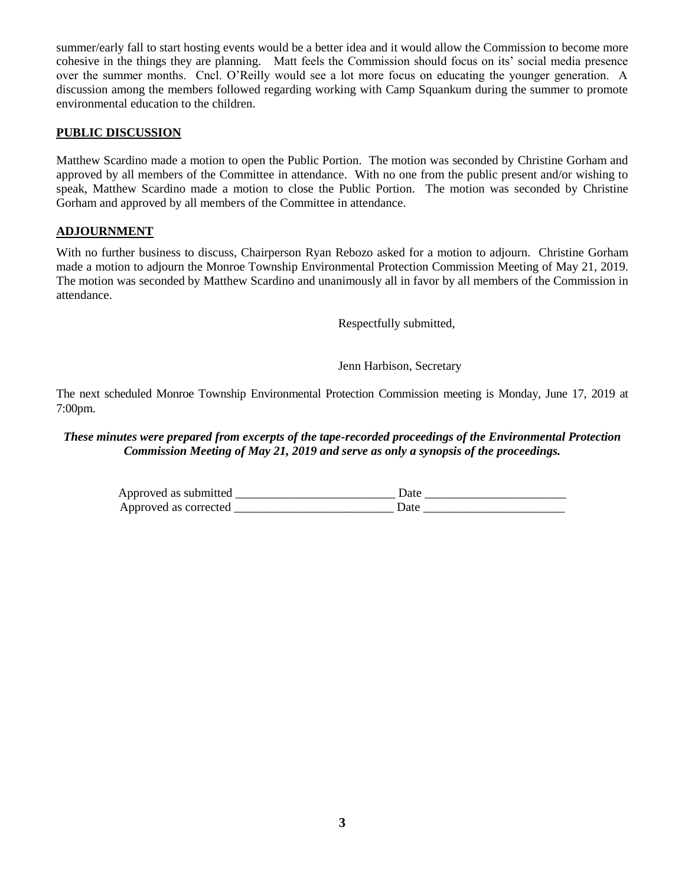summer/early fall to start hosting events would be a better idea and it would allow the Commission to become more cohesive in the things they are planning. Matt feels the Commission should focus on its' social media presence over the summer months. Cncl. O'Reilly would see a lot more focus on educating the younger generation. A discussion among the members followed regarding working with Camp Squankum during the summer to promote environmental education to the children.

**PUBLIC DISCUSSION**

Matthew Scardino made a motion to open the Public Portion. The motion was seconded by Christine Gorham and approved by all members of the Committee in attendance. With no one from the public present and/or wishing to speak, Matthew Scardino made a motion to close the Public Portion. The motion was seconded by Christine Gorham and approved by all members of the Committee in attendance.

**ADJOURNMENT**

With no further business to discuss, Chairperson Ryan Rebozo asked for a motion to adjourn. Christine Gorham made a motion to adjourn the Monroe Township Environmental Protection Commission Meeting of May 21, 2019. The motion was seconded by Matthew Scardino and unanimously all in favor by all members of the Commission in attendance.

Respectfully submitted,

Jenn Harbison, Secretary

The next scheduled Monroe Township Environmental Protection Commission meeting is Monday, June 17, 2019 at 7:00pm.

***These minutes were prepared from excerpts of the tape-recorded proceedings of the Environmental Protection Commission Meeting of May 21, 2019 and serve as only a synopsis of the proceedings.***

Approved as submitted __________________________ Date _______________________

Approved as corrected __________________________ Date _______________________